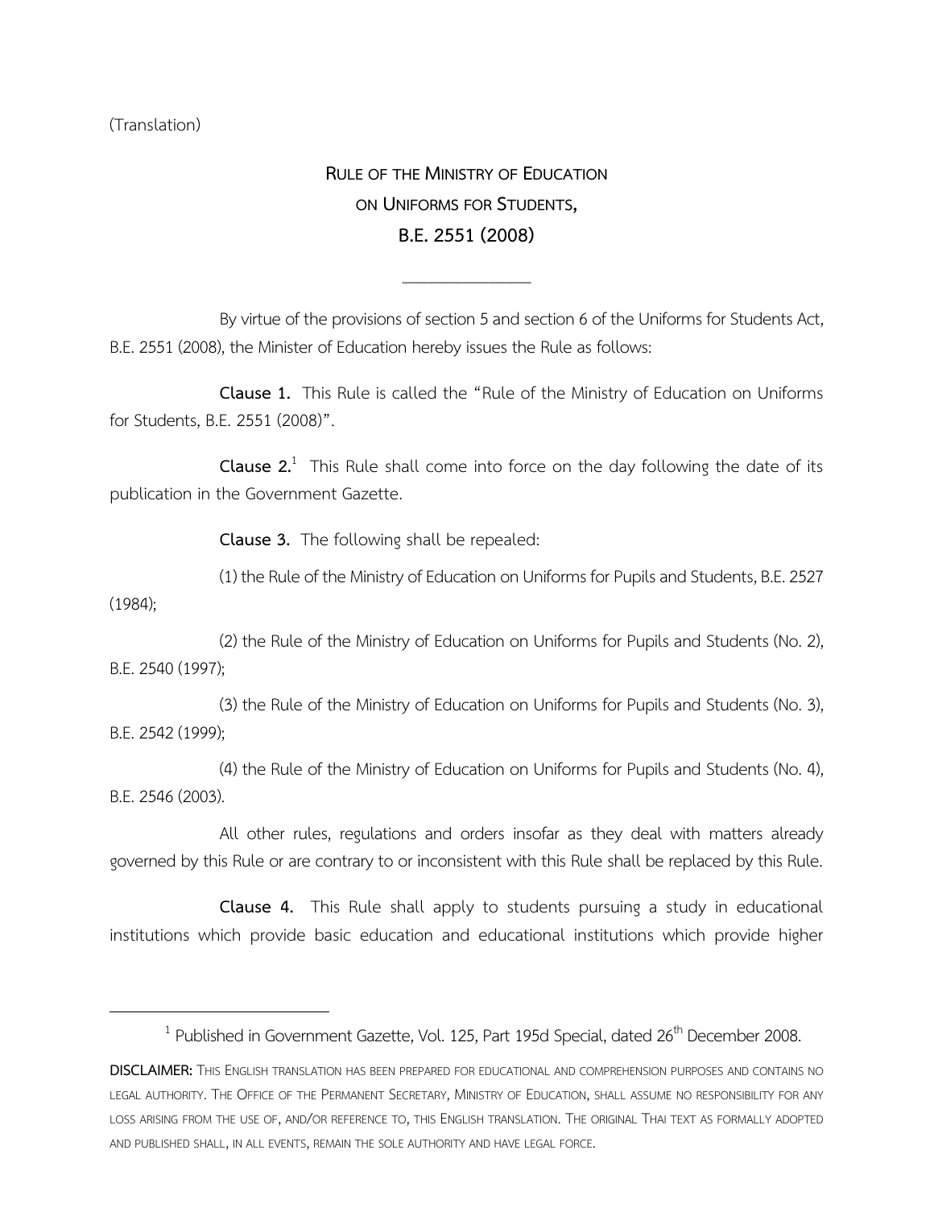(Translation)

# RULE OF THE MINISTRY OF EDUCATION ON UNIFORMS FOR STUDENTS, B.E. 2551 (2008)

---

By virtue of the provisions of section 5 and section 6 of the Uniforms for Students Act, B.E. 2551 (2008), the Minister of Education hereby issues the Rule as follows:

**Clause 1.** This Rule is called the "Rule of the Ministry of Education on Uniforms for Students, B.E. 2551 (2008)".

**Clause 2.**[1] This Rule shall come into force on the day following the date of its publication in the Government Gazette.

**Clause 3.** The following shall be repealed:

(1) the Rule of the Ministry of Education on Uniforms for Pupils and Students, B.E. 2527 (1984);

(2) the Rule of the Ministry of Education on Uniforms for Pupils and Students (No. 2), B.E. 2540 (1997);

(3) the Rule of the Ministry of Education on Uniforms for Pupils and Students (No. 3), B.E. 2542 (1999);

(4) the Rule of the Ministry of Education on Uniforms for Pupils and Students (No. 4), B.E. 2546 (2003).

All other rules, regulations and orders insofar as they deal with matters already governed by this Rule or are contrary to or inconsistent with this Rule shall be replaced by this Rule.

**Clause 4.** This Rule shall apply to students pursuing a study in educational institutions which provide basic education and educational institutions which provide higher

---

[1] Published in Government Gazette, Vol. 125, Part 195d Special, dated 26th December 2008.

**DISCLAIMER:** THIS ENGLISH TRANSLATION HAS BEEN PREPARED FOR EDUCATIONAL AND COMPREHENSION PURPOSES AND CONTAINS NO LEGAL AUTHORITY. THE OFFICE OF THE PERMANENT SECRETARY, MINISTRY OF EDUCATION, SHALL ASSUME NO RESPONSIBILITY FOR ANY LOSS ARISING FROM THE USE OF, AND/OR REFERENCE TO, THIS ENGLISH TRANSLATION. THE ORIGINAL THAI TEXT AS FORMALLY ADOPTED AND PUBLISHED SHALL, IN ALL EVENTS, REMAIN THE SOLE AUTHORITY AND HAVE LEGAL FORCE.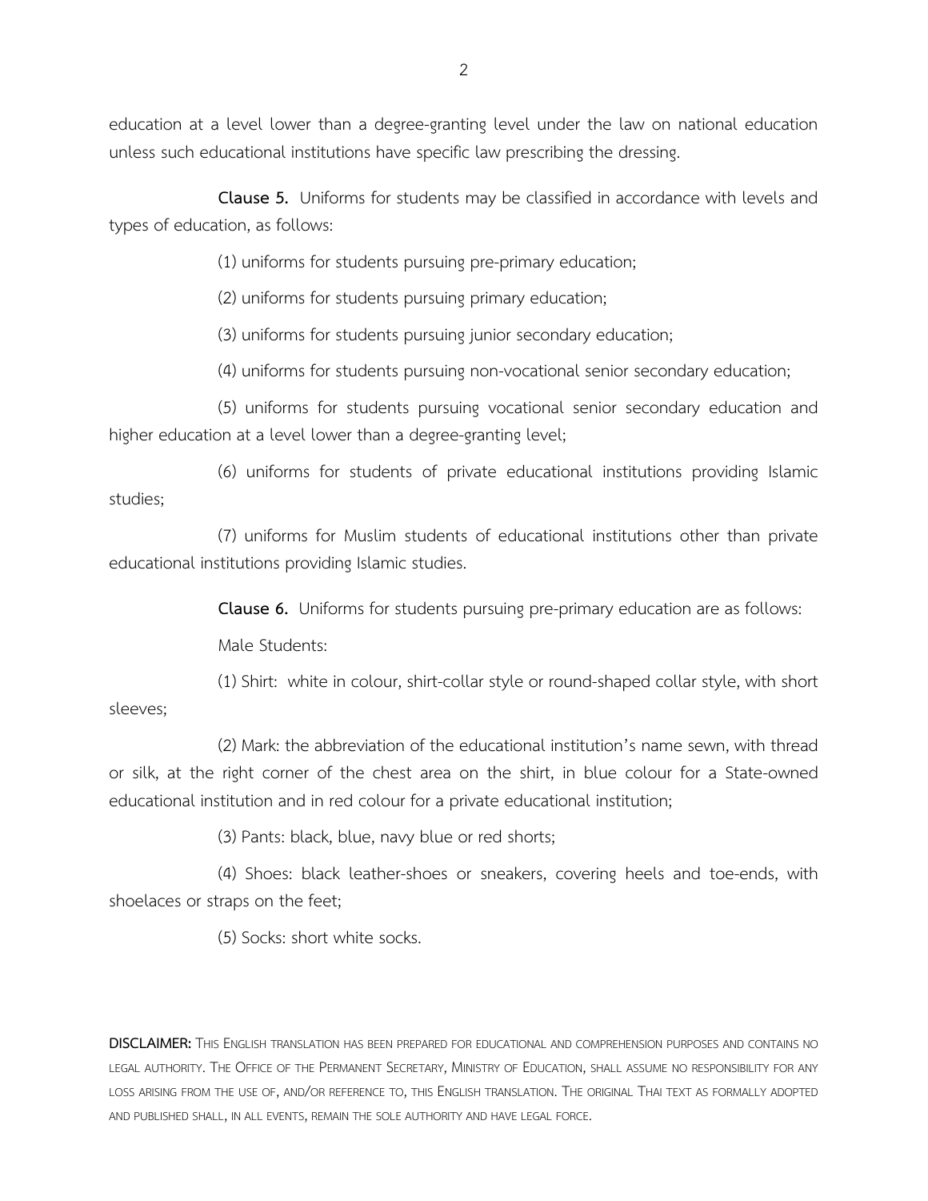education at a level lower than a degree-granting level under the law on national education unless such educational institutions have specific law prescribing the dressing.

**Clause 5.** Uniforms for students may be classified in accordance with levels and types of education, as follows:

(1) uniforms for students pursuing pre-primary education;

(2) uniforms for students pursuing primary education;

(3) uniforms for students pursuing junior secondary education;

(4) uniforms for students pursuing non-vocational senior secondary education;

(5) uniforms for students pursuing vocational senior secondary education and higher education at a level lower than a degree-granting level;

(6) uniforms for students of private educational institutions providing Islamic studies;

(7) uniforms for Muslim students of educational institutions other than private educational institutions providing Islamic studies.

**Clause 6.** Uniforms for students pursuing pre-primary education are as follows:

Male Students:

(1) Shirt: white in colour, shirt-collar style or round-shaped collar style, with short sleeves;

(2) Mark: the abbreviation of the educational institution's name sewn, with thread or silk, at the right corner of the chest area on the shirt, in blue colour for a State-owned educational institution and in red colour for a private educational institution;

(3) Pants: black, blue, navy blue or red shorts;

(4) Shoes: black leather-shoes or sneakers, covering heels and toe-ends, with shoelaces or straps on the feet;

(5) Socks: short white socks.

**DISCLAIMER:** THIS ENGLISH TRANSLATION HAS BEEN PREPARED FOR EDUCATIONAL AND COMPREHENSION PURPOSES AND CONTAINS NO LEGAL AUTHORITY. THE OFFICE OF THE PERMANENT SECRETARY, MINISTRY OF EDUCATION, SHALL ASSUME NO RESPONSIBILITY FOR ANY LOSS ARISING FROM THE USE OF, AND/OR REFERENCE TO, THIS ENGLISH TRANSLATION. THE ORIGINAL THAI TEXT AS FORMALLY ADOPTED AND PUBLISHED SHALL, IN ALL EVENTS, REMAIN THE SOLE AUTHORITY AND HAVE LEGAL FORCE.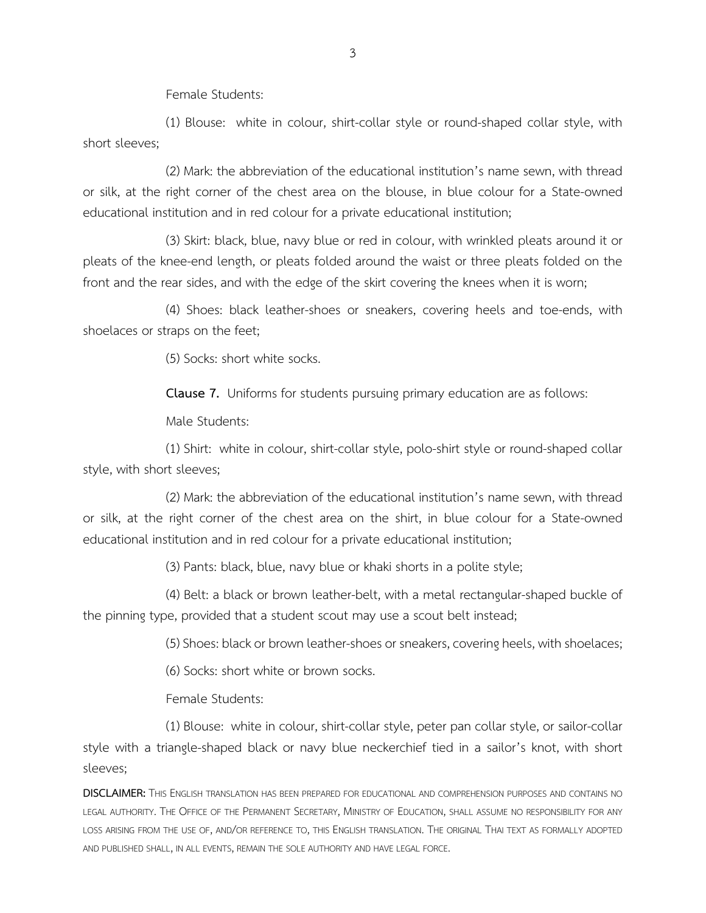Female Students:

(1) Blouse: white in colour, shirt-collar style or round-shaped collar style, with short sleeves;

(2) Mark: the abbreviation of the educational institution's name sewn, with thread or silk, at the right corner of the chest area on the blouse, in blue colour for a State-owned educational institution and in red colour for a private educational institution;

(3) Skirt: black, blue, navy blue or red in colour, with wrinkled pleats around it or pleats of the knee-end length, or pleats folded around the waist or three pleats folded on the front and the rear sides, and with the edge of the skirt covering the knees when it is worn;

(4) Shoes: black leather-shoes or sneakers, covering heels and toe-ends, with shoelaces or straps on the feet;

(5) Socks: short white socks.

**Clause 7.** Uniforms for students pursuing primary education are as follows:

Male Students:

(1) Shirt: white in colour, shirt-collar style, polo-shirt style or round-shaped collar style, with short sleeves;

(2) Mark: the abbreviation of the educational institution's name sewn, with thread or silk, at the right corner of the chest area on the shirt, in blue colour for a State-owned educational institution and in red colour for a private educational institution;

(3) Pants: black, blue, navy blue or khaki shorts in a polite style;

(4) Belt: a black or brown leather-belt, with a metal rectangular-shaped buckle of the pinning type, provided that a student scout may use a scout belt instead;

(5) Shoes: black or brown leather-shoes or sneakers, covering heels, with shoelaces;

(6) Socks: short white or brown socks.

Female Students:

(1) Blouse: white in colour, shirt-collar style, peter pan collar style, or sailor-collar style with a triangle-shaped black or navy blue neckerchief tied in a sailor's knot, with short sleeves;

**DISCLAIMER:** This English translation has been prepared for educational and comprehension purposes and contains no legal authority. The Office of the Permanent Secretary, Ministry of Education, shall assume no responsibility for any loss arising from the use of, and/or reference to, this English translation. The original Thai text as formally adopted and published shall, in all events, remain the sole authority and have legal force.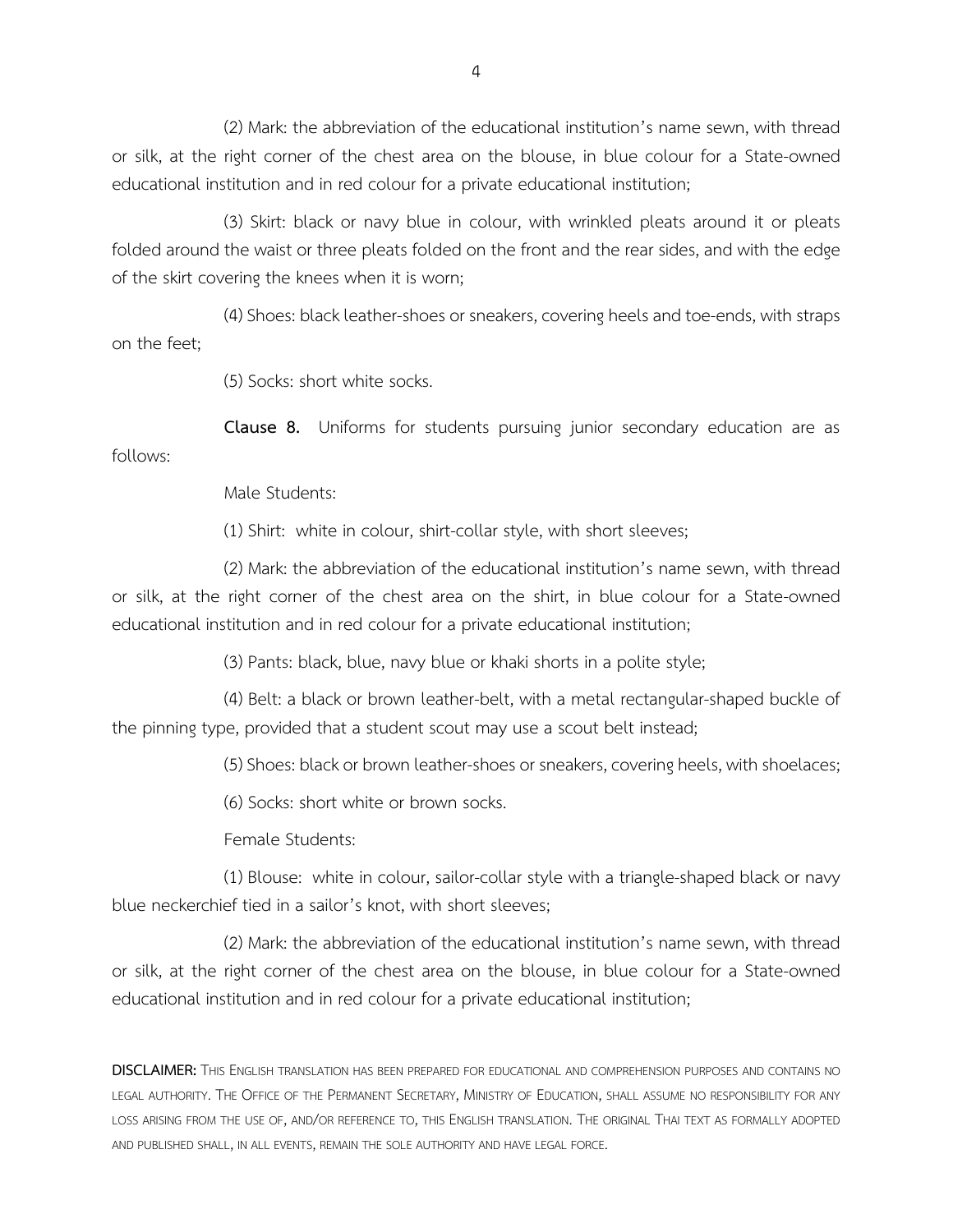(2) Mark: the abbreviation of the educational institution's name sewn, with thread or silk, at the right corner of the chest area on the blouse, in blue colour for a State-owned educational institution and in red colour for a private educational institution;

(3) Skirt: black or navy blue in colour, with wrinkled pleats around it or pleats folded around the waist or three pleats folded on the front and the rear sides, and with the edge of the skirt covering the knees when it is worn;

(4) Shoes: black leather-shoes or sneakers, covering heels and toe-ends, with straps on the feet;

(5) Socks: short white socks.

**Clause 8.** Uniforms for students pursuing junior secondary education are as follows:

Male Students:

(1) Shirt: white in colour, shirt-collar style, with short sleeves;

(2) Mark: the abbreviation of the educational institution's name sewn, with thread or silk, at the right corner of the chest area on the shirt, in blue colour for a State-owned educational institution and in red colour for a private educational institution;

(3) Pants: black, blue, navy blue or khaki shorts in a polite style;

(4) Belt: a black or brown leather-belt, with a metal rectangular-shaped buckle of the pinning type, provided that a student scout may use a scout belt instead;

(5) Shoes: black or brown leather-shoes or sneakers, covering heels, with shoelaces;

(6) Socks: short white or brown socks.

Female Students:

(1) Blouse: white in colour, sailor-collar style with a triangle-shaped black or navy blue neckerchief tied in a sailor's knot, with short sleeves;

(2) Mark: the abbreviation of the educational institution's name sewn, with thread or silk, at the right corner of the chest area on the blouse, in blue colour for a State-owned educational institution and in red colour for a private educational institution;

**DISCLAIMER:** This English translation has been prepared for educational and comprehension purposes and contains no legal authority. The Office of the Permanent Secretary, Ministry of Education, shall assume no responsibility for any loss arising from the use of, and/or reference to, this English translation. The original Thai text as formally adopted and published shall, in all events, remain the sole authority and have legal force.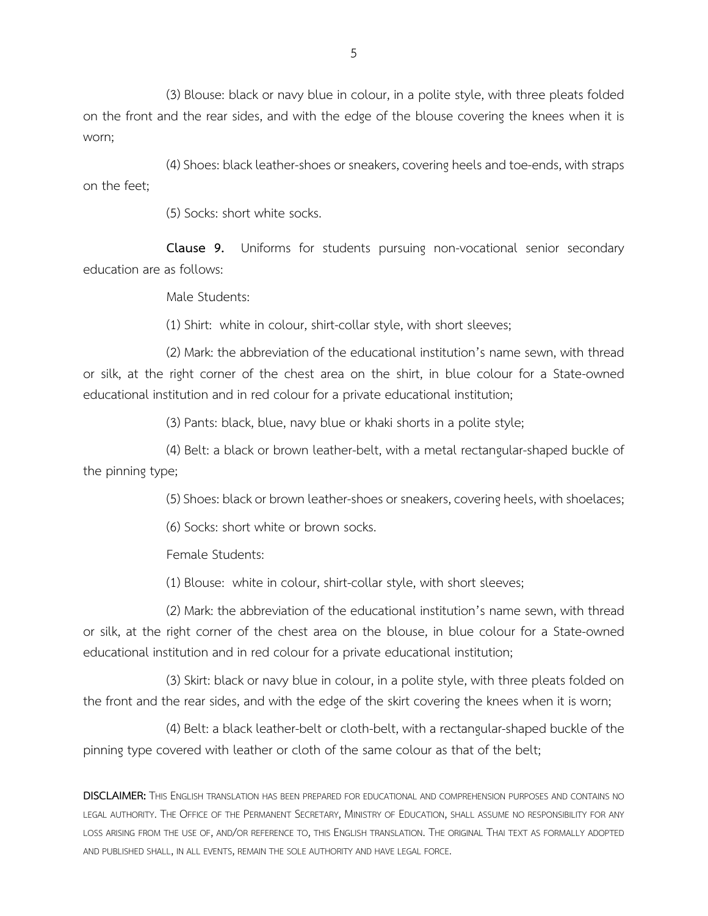(3) Blouse: black or navy blue in colour, in a polite style, with three pleats folded on the front and the rear sides, and with the edge of the blouse covering the knees when it is worn;

(4) Shoes: black leather-shoes or sneakers, covering heels and toe-ends, with straps on the feet;

(5) Socks: short white socks.

**Clause 9.** Uniforms for students pursuing non-vocational senior secondary education are as follows:

Male Students:

(1) Shirt: white in colour, shirt-collar style, with short sleeves;

(2) Mark: the abbreviation of the educational institution's name sewn, with thread or silk, at the right corner of the chest area on the shirt, in blue colour for a State-owned educational institution and in red colour for a private educational institution;

(3) Pants: black, blue, navy blue or khaki shorts in a polite style;

(4) Belt: a black or brown leather-belt, with a metal rectangular-shaped buckle of the pinning type;

(5) Shoes: black or brown leather-shoes or sneakers, covering heels, with shoelaces;

(6) Socks: short white or brown socks.

Female Students:

(1) Blouse: white in colour, shirt-collar style, with short sleeves;

(2) Mark: the abbreviation of the educational institution's name sewn, with thread or silk, at the right corner of the chest area on the blouse, in blue colour for a State-owned educational institution and in red colour for a private educational institution;

(3) Skirt: black or navy blue in colour, in a polite style, with three pleats folded on the front and the rear sides, and with the edge of the skirt covering the knees when it is worn;

(4) Belt: a black leather-belt or cloth-belt, with a rectangular-shaped buckle of the pinning type covered with leather or cloth of the same colour as that of the belt;

**DISCLAIMER:** This English translation has been prepared for educational and comprehension purposes and contains no legal authority. The Office of the Permanent Secretary, Ministry of Education, shall assume no responsibility for any loss arising from the use of, and/or reference to, this English translation. The original Thai text as formally adopted and published shall, in all events, remain the sole authority and have legal force.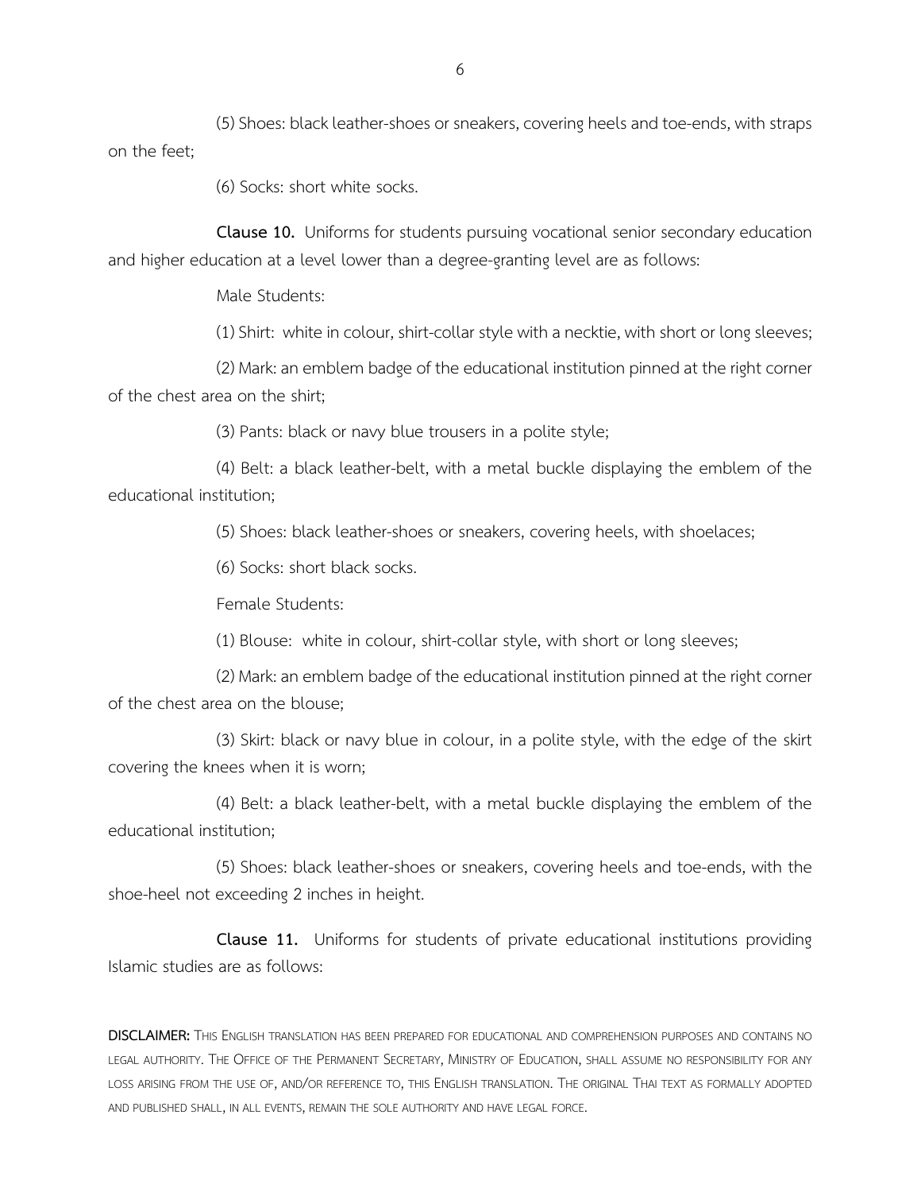(5) Shoes: black leather-shoes or sneakers, covering heels and toe-ends, with straps on the feet;

(6) Socks: short white socks.

**Clause 10.** Uniforms for students pursuing vocational senior secondary education and higher education at a level lower than a degree-granting level are as follows:

Male Students:

(1) Shirt: white in colour, shirt-collar style with a necktie, with short or long sleeves;

(2) Mark: an emblem badge of the educational institution pinned at the right corner of the chest area on the shirt;

(3) Pants: black or navy blue trousers in a polite style;

(4) Belt: a black leather-belt, with a metal buckle displaying the emblem of the educational institution;

(5) Shoes: black leather-shoes or sneakers, covering heels, with shoelaces;

(6) Socks: short black socks.

Female Students:

(1) Blouse: white in colour, shirt-collar style, with short or long sleeves;

(2) Mark: an emblem badge of the educational institution pinned at the right corner of the chest area on the blouse;

(3) Skirt: black or navy blue in colour, in a polite style, with the edge of the skirt covering the knees when it is worn;

(4) Belt: a black leather-belt, with a metal buckle displaying the emblem of the educational institution;

(5) Shoes: black leather-shoes or sneakers, covering heels and toe-ends, with the shoe-heel not exceeding 2 inches in height.

**Clause 11.** Uniforms for students of private educational institutions providing Islamic studies are as follows:

**DISCLAIMER:** This English translation has been prepared for educational and comprehension purposes and contains no legal authority. The Office of the Permanent Secretary, Ministry of Education, shall assume no responsibility for any loss arising from the use of, and/or reference to, this English translation. The original Thai text as formally adopted and published shall, in all events, remain the sole authority and have legal force.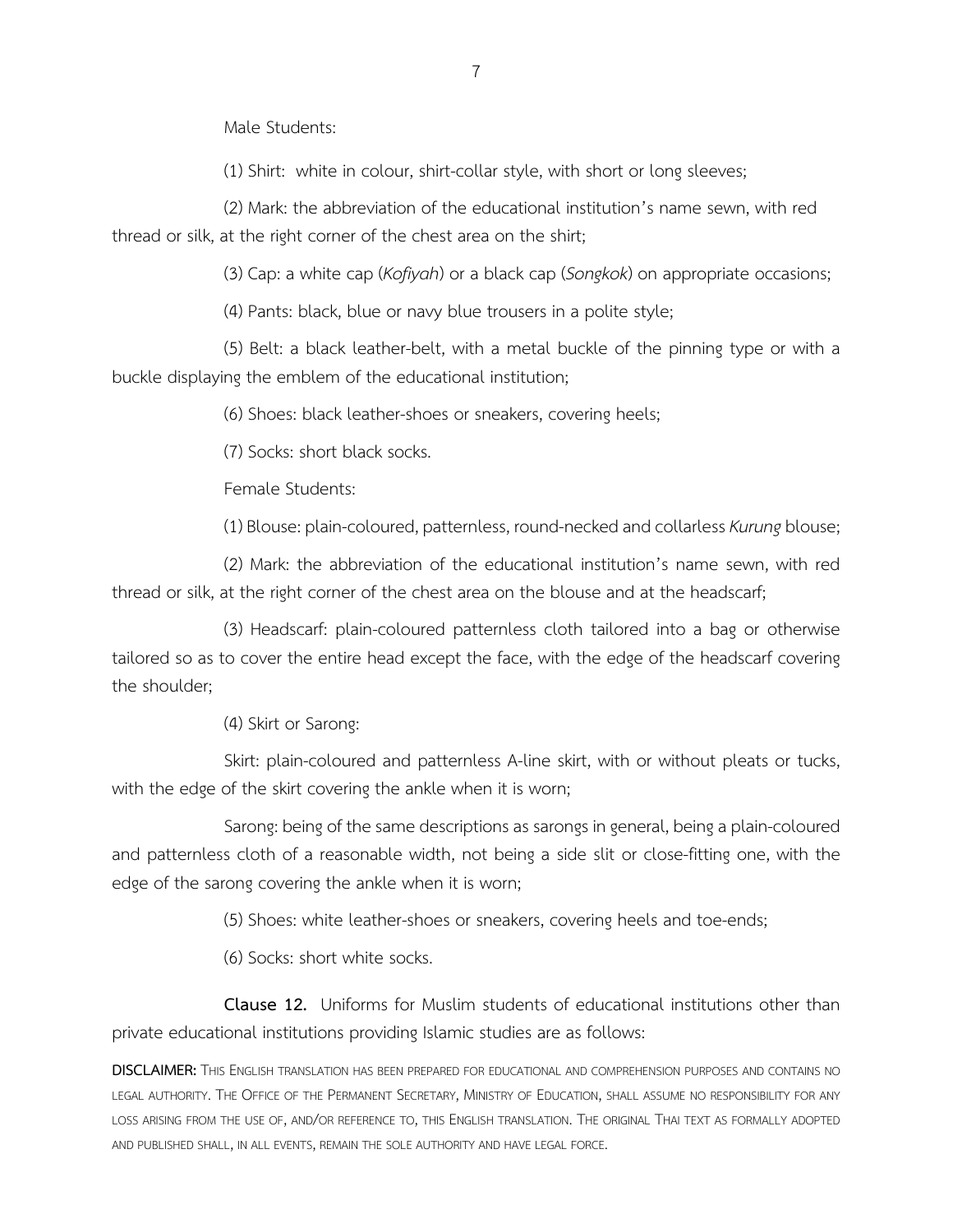Male Students:

(1) Shirt: white in colour, shirt-collar style, with short or long sleeves;

(2) Mark: the abbreviation of the educational institution's name sewn, with red thread or silk, at the right corner of the chest area on the shirt;

(3) Cap: a white cap (*Kofiyah*) or a black cap (*Songkok*) on appropriate occasions;

(4) Pants: black, blue or navy blue trousers in a polite style;

(5) Belt: a black leather-belt, with a metal buckle of the pinning type or with a buckle displaying the emblem of the educational institution;

(6) Shoes: black leather-shoes or sneakers, covering heels;

(7) Socks: short black socks.

Female Students:

(1) Blouse: plain-coloured, patternless, round-necked and collarless *Kurung* blouse;

(2) Mark: the abbreviation of the educational institution's name sewn, with red thread or silk, at the right corner of the chest area on the blouse and at the headscarf;

(3) Headscarf: plain-coloured patternless cloth tailored into a bag or otherwise tailored so as to cover the entire head except the face, with the edge of the headscarf covering the shoulder;

(4) Skirt or Sarong:

Skirt: plain-coloured and patternless A-line skirt, with or without pleats or tucks, with the edge of the skirt covering the ankle when it is worn;

Sarong: being of the same descriptions as sarongs in general, being a plain-coloured and patternless cloth of a reasonable width, not being a side slit or close-fitting one, with the edge of the sarong covering the ankle when it is worn;

(5) Shoes: white leather-shoes or sneakers, covering heels and toe-ends;

(6) Socks: short white socks.

**Clause 12.** Uniforms for Muslim students of educational institutions other than private educational institutions providing Islamic studies are as follows:

**DISCLAIMER:** THIS ENGLISH TRANSLATION HAS BEEN PREPARED FOR EDUCATIONAL AND COMPREHENSION PURPOSES AND CONTAINS NO LEGAL AUTHORITY. THE OFFICE OF THE PERMANENT SECRETARY, MINISTRY OF EDUCATION, SHALL ASSUME NO RESPONSIBILITY FOR ANY LOSS ARISING FROM THE USE OF, AND/OR REFERENCE TO, THIS ENGLISH TRANSLATION. THE ORIGINAL THAI TEXT AS FORMALLY ADOPTED AND PUBLISHED SHALL, IN ALL EVENTS, REMAIN THE SOLE AUTHORITY AND HAVE LEGAL FORCE.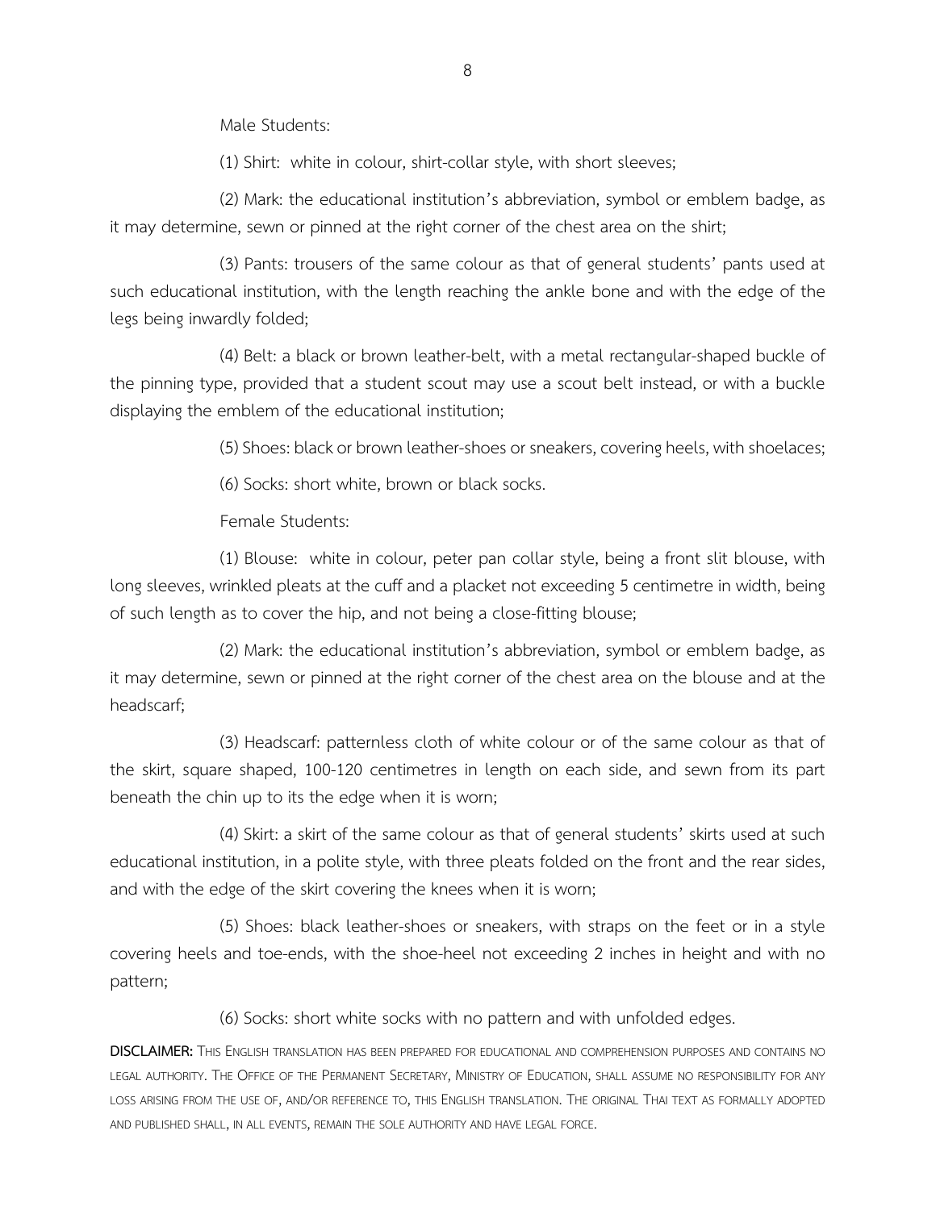Male Students:

(1) Shirt:  white in colour, shirt-collar style, with short sleeves;

(2) Mark: the educational institution's abbreviation, symbol or emblem badge, as it may determine, sewn or pinned at the right corner of the chest area on the shirt;

(3) Pants: trousers of the same colour as that of general students' pants used at such educational institution, with the length reaching the ankle bone and with the edge of the legs being inwardly folded;

(4) Belt: a black or brown leather-belt, with a metal rectangular-shaped buckle of the pinning type, provided that a student scout may use a scout belt instead, or with a buckle displaying the emblem of the educational institution;

(5) Shoes: black or brown leather-shoes or sneakers, covering heels, with shoelaces;

(6) Socks: short white, brown or black socks.

Female Students:

(1) Blouse:  white in colour, peter pan collar style, being a front slit blouse, with long sleeves, wrinkled pleats at the cuff and a placket not exceeding 5 centimetre in width, being of such length as to cover the hip, and not being a close-fitting blouse;

(2) Mark: the educational institution's abbreviation, symbol or emblem badge, as it may determine, sewn or pinned at the right corner of the chest area on the blouse and at the headscarf;

(3) Headscarf: patternless cloth of white colour or of the same colour as that of the skirt, square shaped, 100-120 centimetres in length on each side, and sewn from its part beneath the chin up to its the edge when it is worn;

(4) Skirt: a skirt of the same colour as that of general students' skirts used at such educational institution, in a polite style, with three pleats folded on the front and the rear sides, and with the edge of the skirt covering the knees when it is worn;

(5) Shoes: black leather-shoes or sneakers, with straps on the feet or in a style covering heels and toe-ends, with the shoe-heel not exceeding 2 inches in height and with no pattern;

(6) Socks: short white socks with no pattern and with unfolded edges.

**DISCLAIMER:** This English translation has been prepared for educational and comprehension purposes and contains no legal authority. The Office of the Permanent Secretary, Ministry of Education, shall assume no responsibility for any loss arising from the use of, and/or reference to, this English translation. The original Thai text as formally adopted and published shall, in all events, remain the sole authority and have legal force.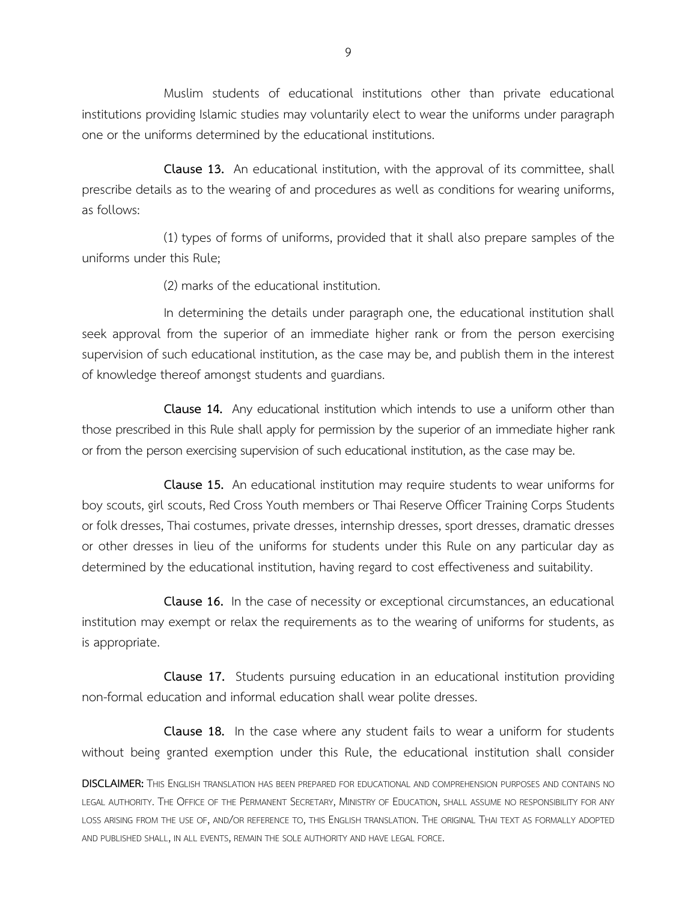Muslim students of educational institutions other than private educational institutions providing Islamic studies may voluntarily elect to wear the uniforms under paragraph one or the uniforms determined by the educational institutions.

**Clause 13.** An educational institution, with the approval of its committee, shall prescribe details as to the wearing of and procedures as well as conditions for wearing uniforms, as follows:

(1) types of forms of uniforms, provided that it shall also prepare samples of the uniforms under this Rule;

(2) marks of the educational institution.

In determining the details under paragraph one, the educational institution shall seek approval from the superior of an immediate higher rank or from the person exercising supervision of such educational institution, as the case may be, and publish them in the interest of knowledge thereof amongst students and guardians.

**Clause 14.** Any educational institution which intends to use a uniform other than those prescribed in this Rule shall apply for permission by the superior of an immediate higher rank or from the person exercising supervision of such educational institution, as the case may be.

**Clause 15.** An educational institution may require students to wear uniforms for boy scouts, girl scouts, Red Cross Youth members or Thai Reserve Officer Training Corps Students or folk dresses, Thai costumes, private dresses, internship dresses, sport dresses, dramatic dresses or other dresses in lieu of the uniforms for students under this Rule on any particular day as determined by the educational institution, having regard to cost effectiveness and suitability.

**Clause 16.** In the case of necessity or exceptional circumstances, an educational institution may exempt or relax the requirements as to the wearing of uniforms for students, as is appropriate.

**Clause 17.** Students pursuing education in an educational institution providing non-formal education and informal education shall wear polite dresses.

**Clause 18.** In the case where any student fails to wear a uniform for students without being granted exemption under this Rule, the educational institution shall consider

**DISCLAIMER:** THIS ENGLISH TRANSLATION HAS BEEN PREPARED FOR EDUCATIONAL AND COMPREHENSION PURPOSES AND CONTAINS NO LEGAL AUTHORITY. THE OFFICE OF THE PERMANENT SECRETARY, MINISTRY OF EDUCATION, SHALL ASSUME NO RESPONSIBILITY FOR ANY LOSS ARISING FROM THE USE OF, AND/OR REFERENCE TO, THIS ENGLISH TRANSLATION. THE ORIGINAL THAI TEXT AS FORMALLY ADOPTED AND PUBLISHED SHALL, IN ALL EVENTS, REMAIN THE SOLE AUTHORITY AND HAVE LEGAL FORCE.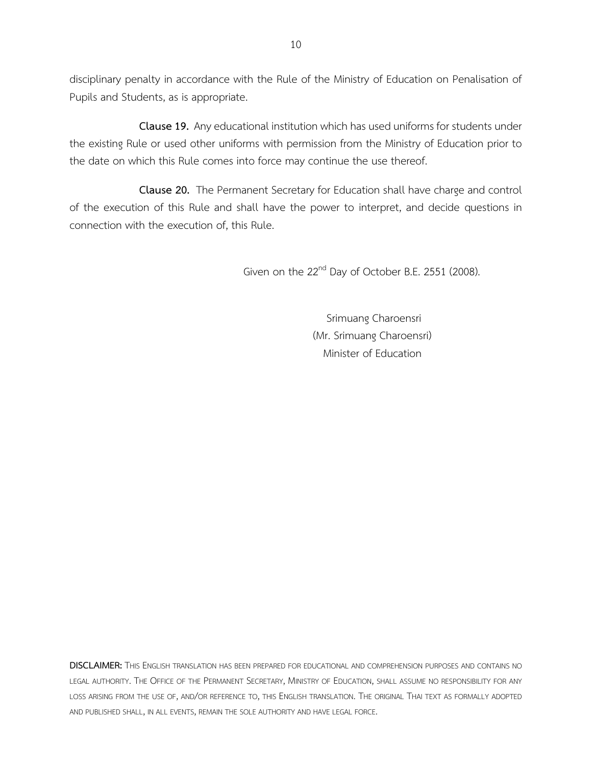disciplinary penalty in accordance with the Rule of the Ministry of Education on Penalisation of Pupils and Students, as is appropriate.

**Clause 19.** Any educational institution which has used uniforms for students under the existing Rule or used other uniforms with permission from the Ministry of Education prior to the date on which this Rule comes into force may continue the use thereof.

**Clause 20.** The Permanent Secretary for Education shall have charge and control of the execution of this Rule and shall have the power to interpret, and decide questions in connection with the execution of, this Rule.

Given on the 22nd Day of October B.E. 2551 (2008).

Srimuang Charoensri
(Mr. Srimuang Charoensri)
Minister of Education

**DISCLAIMER:** THIS ENGLISH TRANSLATION HAS BEEN PREPARED FOR EDUCATIONAL AND COMPREHENSION PURPOSES AND CONTAINS NO LEGAL AUTHORITY. THE OFFICE OF THE PERMANENT SECRETARY, MINISTRY OF EDUCATION, SHALL ASSUME NO RESPONSIBILITY FOR ANY LOSS ARISING FROM THE USE OF, AND/OR REFERENCE TO, THIS ENGLISH TRANSLATION. THE ORIGINAL THAI TEXT AS FORMALLY ADOPTED AND PUBLISHED SHALL, IN ALL EVENTS, REMAIN THE SOLE AUTHORITY AND HAVE LEGAL FORCE.